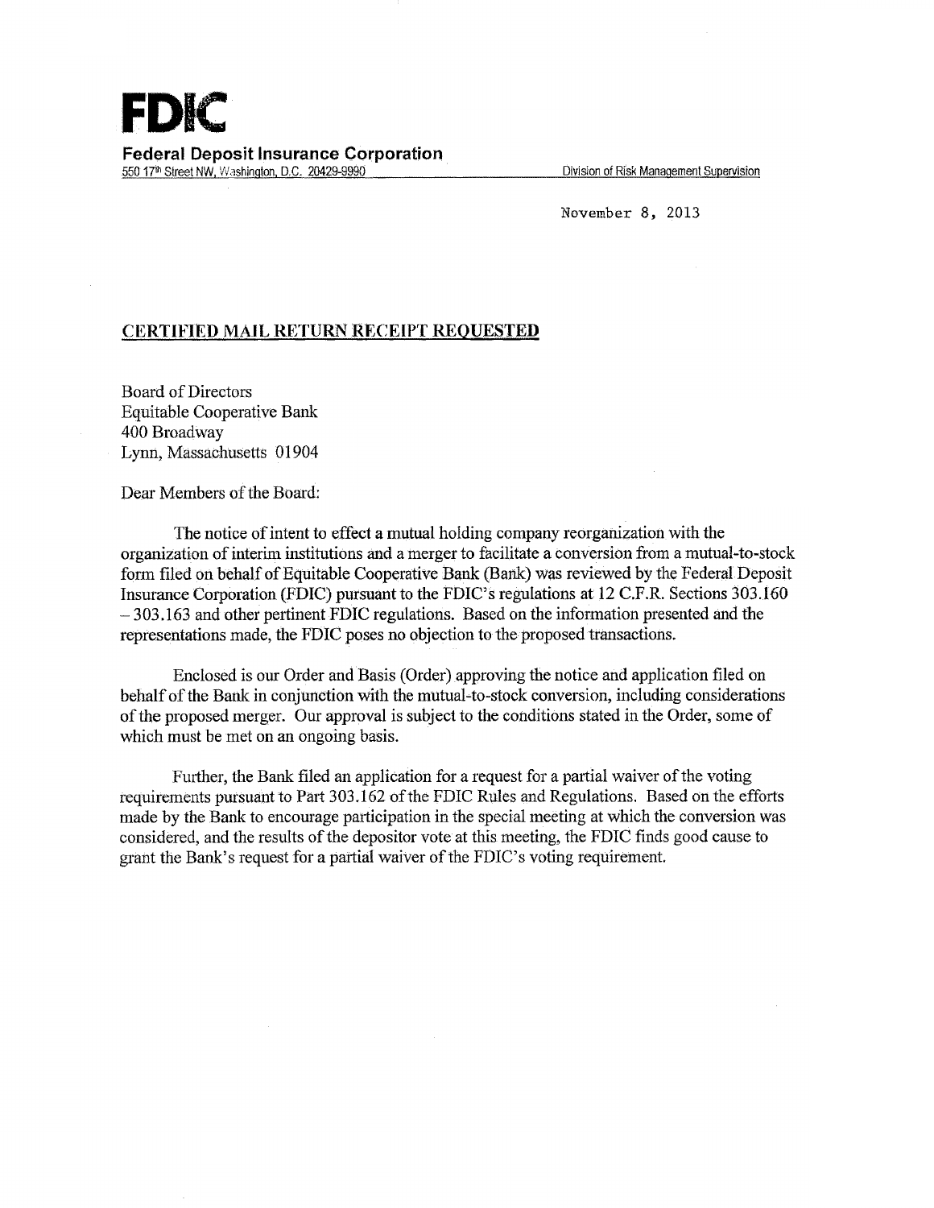# FDIC

**Federal Deposit Insurance Corporation**

550 17th Street NW, Washington, D.C. 20429-9990 — Division of Risk Management Supervision

November 8, 2013

**CERTIFIED MAIL RETURN RECEIPT REQUESTED**

Board of Directors
Equitable Cooperative Bank
400 Broadway
Lynn, Massachusetts 01904

Dear Members of the Board:

The notice of intent to effect a mutual holding company reorganization with the organization of interim institutions and a merger to facilitate a conversion from a mutual-to-stock form filed on behalf of Equitable Cooperative Bank (Bank) was reviewed by the Federal Deposit Insurance Corporation (FDIC) pursuant to the FDIC's regulations at 12 C.F.R. Sections 303.160 – 303.163 and other pertinent FDIC regulations. Based on the information presented and the representations made, the FDIC poses no objection to the proposed transactions.

Enclosed is our Order and Basis (Order) approving the notice and application filed on behalf of the Bank in conjunction with the mutual-to-stock conversion, including considerations of the proposed merger. Our approval is subject to the conditions stated in the Order, some of which must be met on an ongoing basis.

Further, the Bank filed an application for a request for a partial waiver of the voting requirements pursuant to Part 303.162 of the FDIC Rules and Regulations. Based on the efforts made by the Bank to encourage participation in the special meeting at which the conversion was considered, and the results of the depositor vote at this meeting, the FDIC finds good cause to grant the Bank's request for a partial waiver of the FDIC's voting requirement.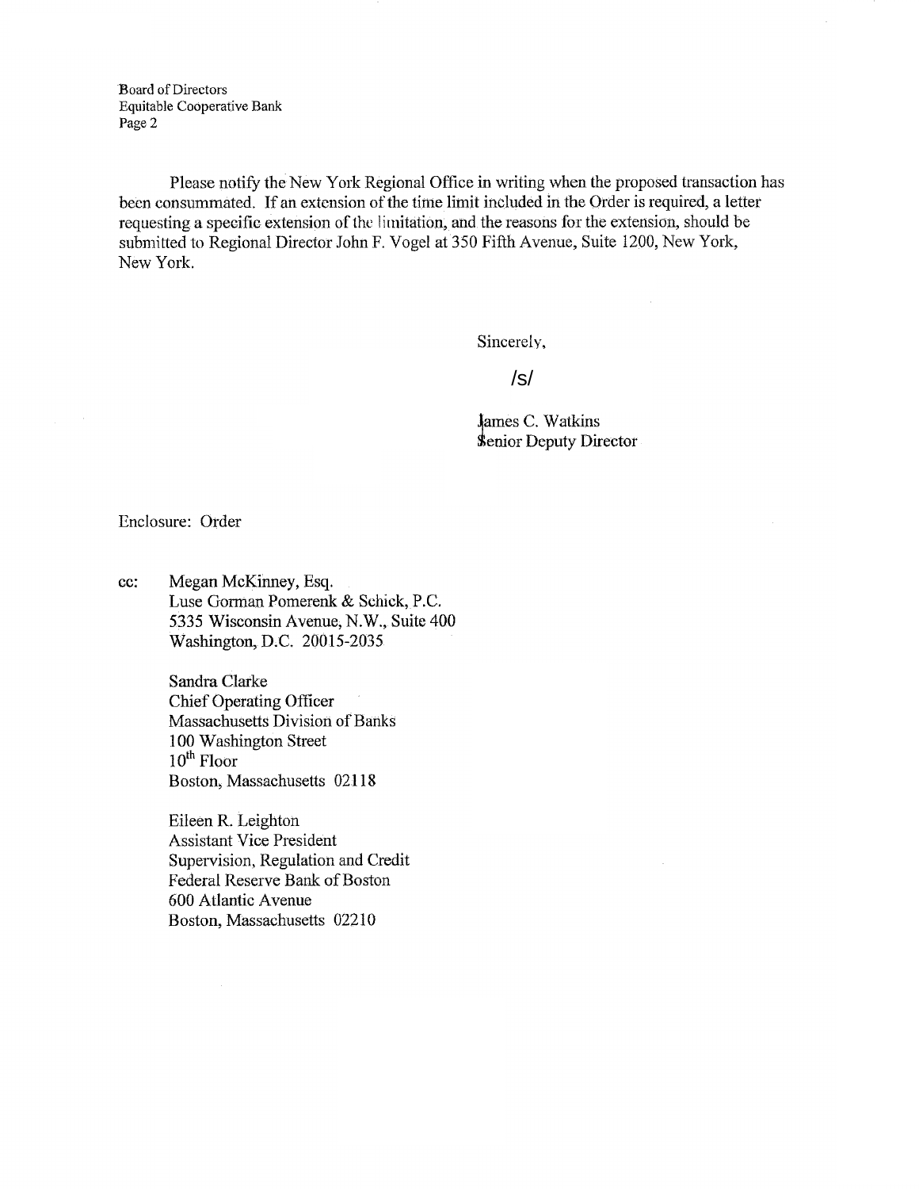Please notify the New York Regional Office in writing when the proposed transaction has been consummated. If an extension of the time limit included in the Order is required, a letter requesting a specific extension of the limitation, and the reasons for the extension, should be submitted to Regional Director John F. Vogel at 350 Fifth Avenue, Suite 1200, New York, New York.

Sincerely,

/s/

James C. Watkins
Senior Deputy Director

Enclosure: Order

cc: Megan McKinney, Esq.
Luse Gorman Pomerenk & Schick, P.C.
5335 Wisconsin Avenue, N.W., Suite 400
Washington, D.C. 20015-2035

Sandra Clarke
Chief Operating Officer
Massachusetts Division of Banks
100 Washington Street
10th Floor
Boston, Massachusetts 02118

Eileen R. Leighton
Assistant Vice President
Supervision, Regulation and Credit
Federal Reserve Bank of Boston
600 Atlantic Avenue
Boston, Massachusetts 02210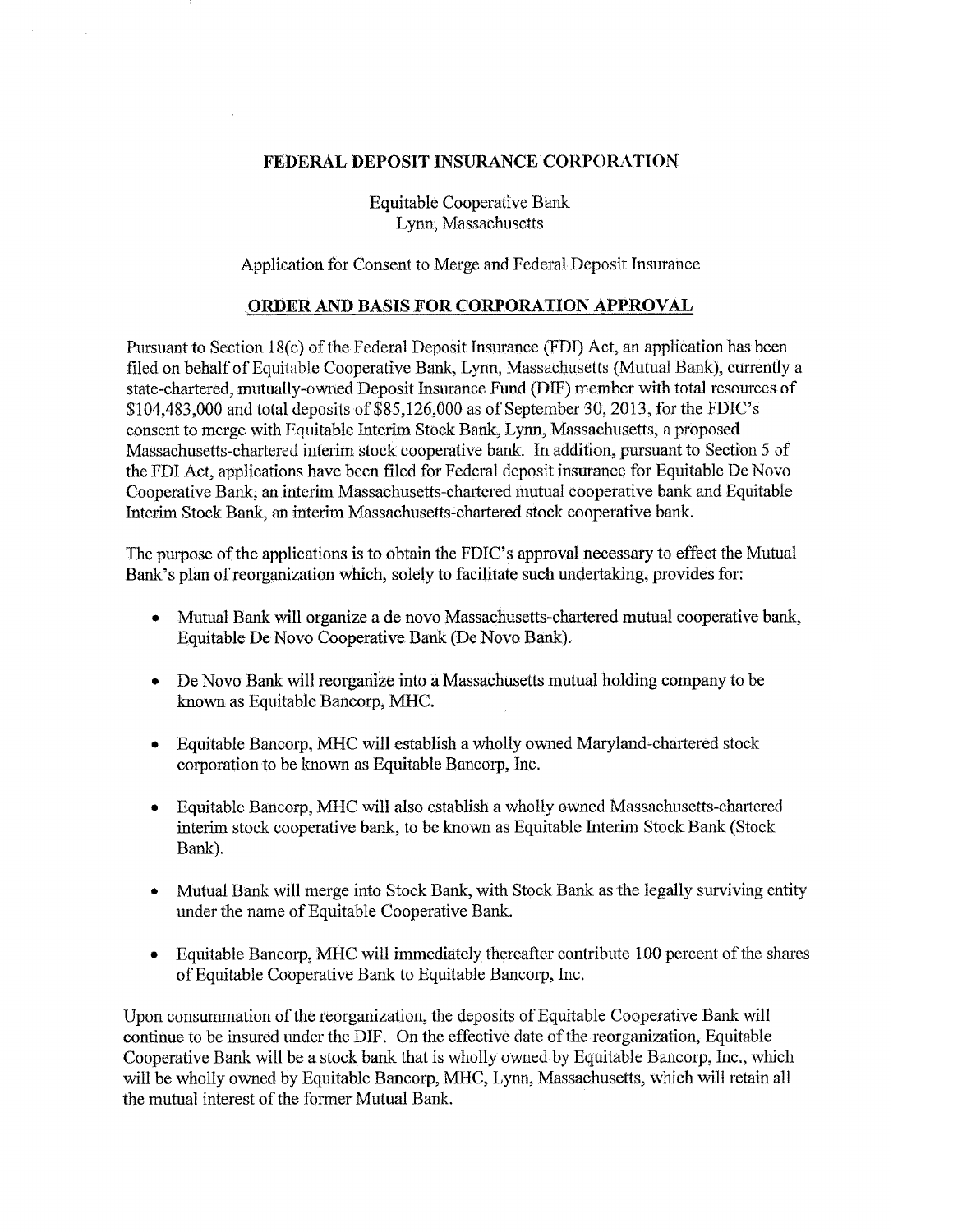**FEDERAL DEPOSIT INSURANCE CORPORATION**

Equitable Cooperative Bank
Lynn, Massachusetts

Application for Consent to Merge and Federal Deposit Insurance

## ORDER AND BASIS FOR CORPORATION APPROVAL

Pursuant to Section 18(c) of the Federal Deposit Insurance (FDI) Act, an application has been filed on behalf of Equitable Cooperative Bank, Lynn, Massachusetts (Mutual Bank), currently a state-chartered, mutually-owned Deposit Insurance Fund (DIF) member with total resources of $104,483,000 and total deposits of $85,126,000 as of September 30, 2013, for the FDIC's consent to merge with Equitable Interim Stock Bank, Lynn, Massachusetts, a proposed Massachusetts-chartered interim stock cooperative bank. In addition, pursuant to Section 5 of the FDI Act, applications have been filed for Federal deposit insurance for Equitable De Novo Cooperative Bank, an interim Massachusetts-chartered mutual cooperative bank and Equitable Interim Stock Bank, an interim Massachusetts-chartered stock cooperative bank.

The purpose of the applications is to obtain the FDIC's approval necessary to effect the Mutual Bank's plan of reorganization which, solely to facilitate such undertaking, provides for:

- Mutual Bank will organize a de novo Massachusetts-chartered mutual cooperative bank, Equitable De Novo Cooperative Bank (De Novo Bank).
- De Novo Bank will reorganize into a Massachusetts mutual holding company to be known as Equitable Bancorp, MHC.
- Equitable Bancorp, MHC will establish a wholly owned Maryland-chartered stock corporation to be known as Equitable Bancorp, Inc.
- Equitable Bancorp, MHC will also establish a wholly owned Massachusetts-chartered interim stock cooperative bank, to be known as Equitable Interim Stock Bank (Stock Bank).
- Mutual Bank will merge into Stock Bank, with Stock Bank as the legally surviving entity under the name of Equitable Cooperative Bank.
- Equitable Bancorp, MHC will immediately thereafter contribute 100 percent of the shares of Equitable Cooperative Bank to Equitable Bancorp, Inc.

Upon consummation of the reorganization, the deposits of Equitable Cooperative Bank will continue to be insured under the DIF. On the effective date of the reorganization, Equitable Cooperative Bank will be a stock bank that is wholly owned by Equitable Bancorp, Inc., which will be wholly owned by Equitable Bancorp, MHC, Lynn, Massachusetts, which will retain all the mutual interest of the former Mutual Bank.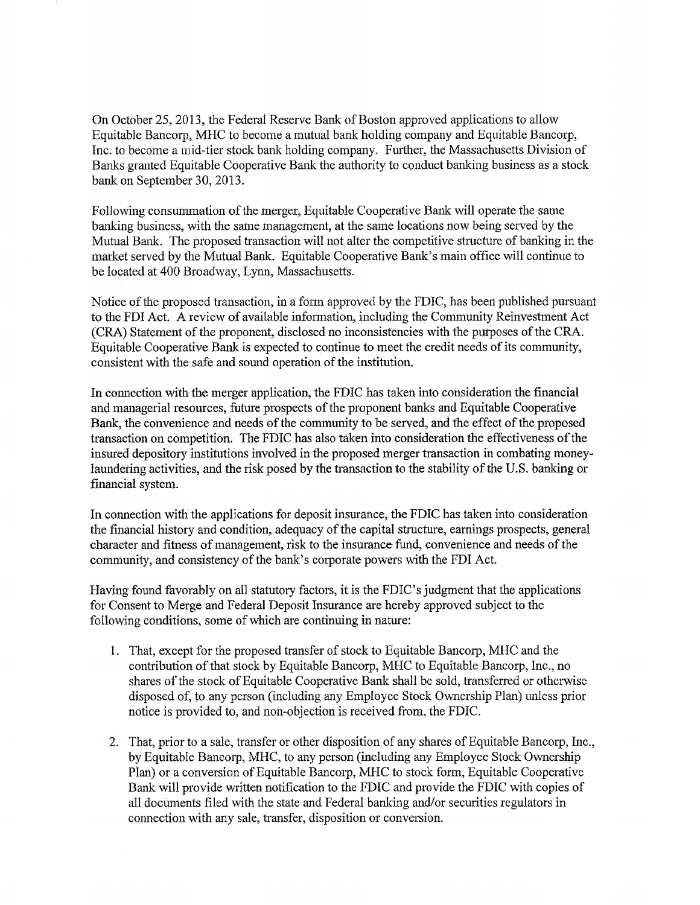On October 25, 2013, the Federal Reserve Bank of Boston approved applications to allow Equitable Bancorp, MHC to become a mutual bank holding company and Equitable Bancorp, Inc. to become a mid-tier stock bank holding company. Further, the Massachusetts Division of Banks granted Equitable Cooperative Bank the authority to conduct banking business as a stock bank on September 30, 2013.

Following consummation of the merger, Equitable Cooperative Bank will operate the same banking business, with the same management, at the same locations now being served by the Mutual Bank. The proposed transaction will not alter the competitive structure of banking in the market served by the Mutual Bank. Equitable Cooperative Bank's main office will continue to be located at 400 Broadway, Lynn, Massachusetts.

Notice of the proposed transaction, in a form approved by the FDIC, has been published pursuant to the FDI Act. A review of available information, including the Community Reinvestment Act (CRA) Statement of the proponent, disclosed no inconsistencies with the purposes of the CRA. Equitable Cooperative Bank is expected to continue to meet the credit needs of its community, consistent with the safe and sound operation of the institution.

In connection with the merger application, the FDIC has taken into consideration the financial and managerial resources, future prospects of the proponent banks and Equitable Cooperative Bank, the convenience and needs of the community to be served, and the effect of the proposed transaction on competition. The FDIC has also taken into consideration the effectiveness of the insured depository institutions involved in the proposed merger transaction in combating money-laundering activities, and the risk posed by the transaction to the stability of the U.S. banking or financial system.

In connection with the applications for deposit insurance, the FDIC has taken into consideration the financial history and condition, adequacy of the capital structure, earnings prospects, general character and fitness of management, risk to the insurance fund, convenience and needs of the community, and consistency of the bank's corporate powers with the FDI Act.

Having found favorably on all statutory factors, it is the FDIC's judgment that the applications for Consent to Merge and Federal Deposit Insurance are hereby approved subject to the following conditions, some of which are continuing in nature:

1. That, except for the proposed transfer of stock to Equitable Bancorp, MHC and the contribution of that stock by Equitable Bancorp, MHC to Equitable Bancorp, Inc., no shares of the stock of Equitable Cooperative Bank shall be sold, transferred or otherwise disposed of, to any person (including any Employee Stock Ownership Plan) unless prior notice is provided to, and non-objection is received from, the FDIC.

2. That, prior to a sale, transfer or other disposition of any shares of Equitable Bancorp, Inc., by Equitable Bancorp, MHC, to any person (including any Employee Stock Ownership Plan) or a conversion of Equitable Bancorp, MHC to stock form, Equitable Cooperative Bank will provide written notification to the FDIC and provide the FDIC with copies of all documents filed with the state and Federal banking and/or securities regulators in connection with any sale, transfer, disposition or conversion.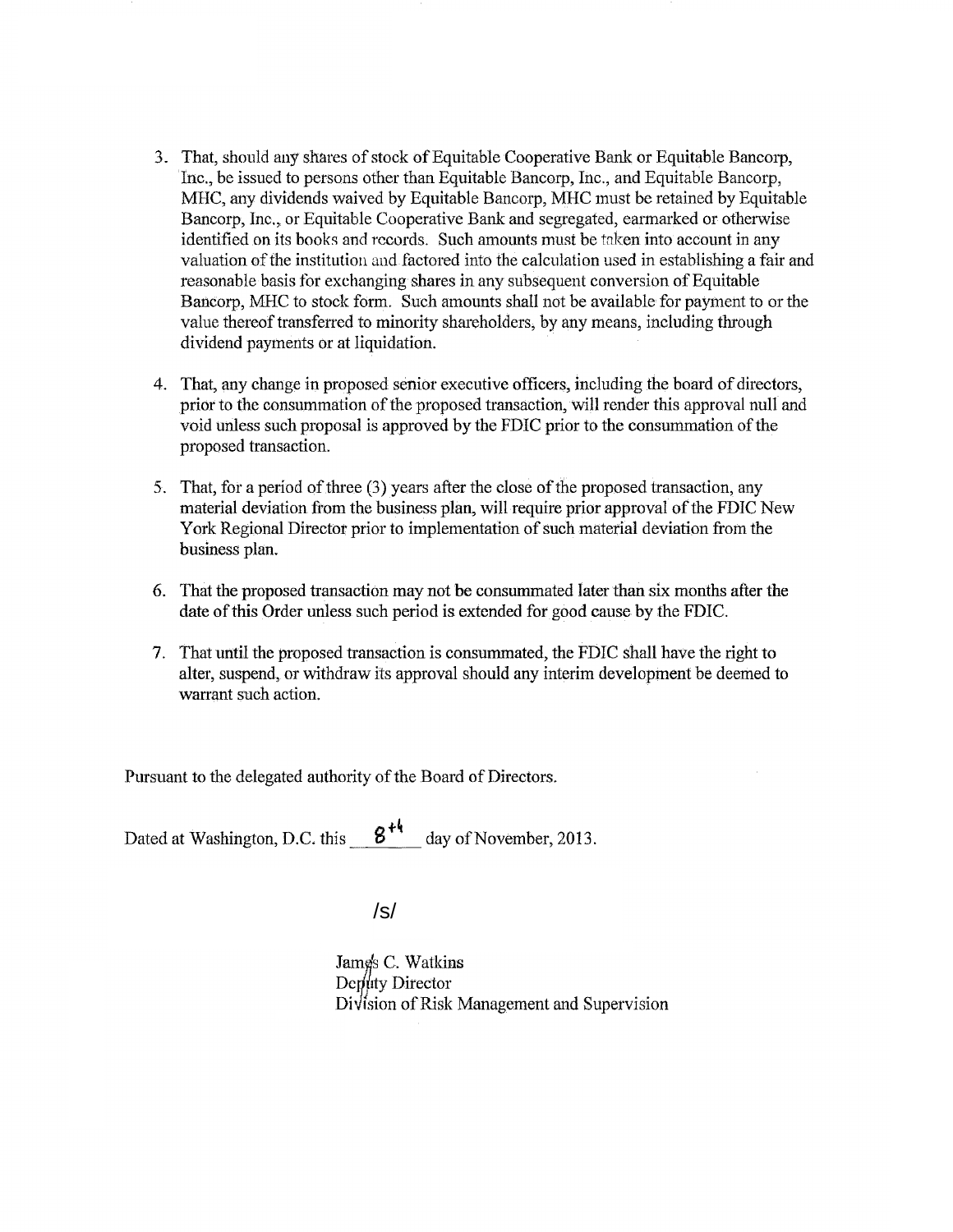3. That, should any shares of stock of Equitable Cooperative Bank or Equitable Bancorp, Inc., be issued to persons other than Equitable Bancorp, Inc., and Equitable Bancorp, MHC, any dividends waived by Equitable Bancorp, MHC must be retained by Equitable Bancorp, Inc., or Equitable Cooperative Bank and segregated, earmarked or otherwise identified on its books and records. Such amounts must be taken into account in any valuation of the institution and factored into the calculation used in establishing a fair and reasonable basis for exchanging shares in any subsequent conversion of Equitable Bancorp, MHC to stock form. Such amounts shall not be available for payment to or the value thereof transferred to minority shareholders, by any means, including through dividend payments or at liquidation.

4. That, any change in proposed senior executive officers, including the board of directors, prior to the consummation of the proposed transaction, will render this approval null and void unless such proposal is approved by the FDIC prior to the consummation of the proposed transaction.

5. That, for a period of three (3) years after the close of the proposed transaction, any material deviation from the business plan, will require prior approval of the FDIC New York Regional Director prior to implementation of such material deviation from the business plan.

6. That the proposed transaction may not be consummated later than six months after the date of this Order unless such period is extended for good cause by the FDIC.

7. That until the proposed transaction is consummated, the FDIC shall have the right to alter, suspend, or withdraw its approval should any interim development be deemed to warrant such action.

Pursuant to the delegated authority of the Board of Directors.

Dated at Washington, D.C. this 8th day of November, 2013.

/s/

James C. Watkins
Deputy Director
Division of Risk Management and Supervision